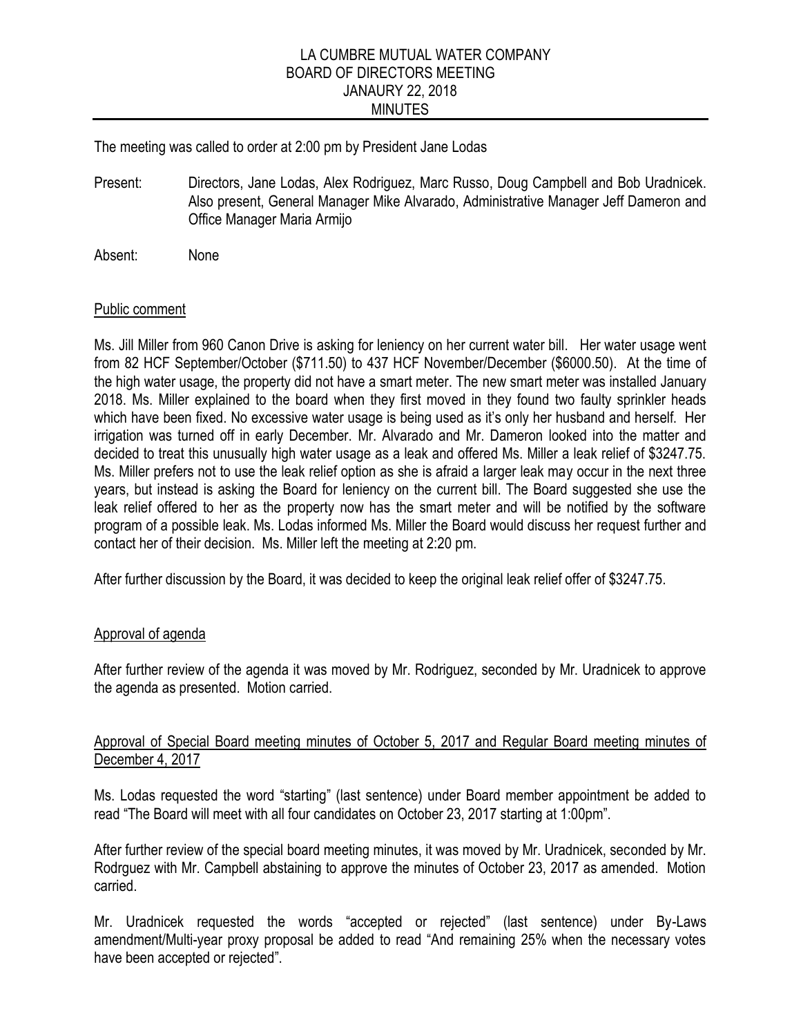# LA CUMBRE MUTUAL WATER COMPANY
## BOARD OF DIRECTORS MEETING
## JANAURY 22, 2018
## MINUTES

The meeting was called to order at 2:00 pm by President Jane Lodas

Present: Directors, Jane Lodas, Alex Rodriguez, Marc Russo, Doug Campbell and Bob Uradnicek. Also present, General Manager Mike Alvarado, Administrative Manager Jeff Dameron and Office Manager Maria Armijo

Absent: None

### Public comment

Ms. Jill Miller from 960 Canon Drive is asking for leniency on her current water bill. Her water usage went from 82 HCF September/October ($711.50) to 437 HCF November/December ($6000.50). At the time of the high water usage, the property did not have a smart meter. The new smart meter was installed January 2018. Ms. Miller explained to the board when they first moved in they found two faulty sprinkler heads which have been fixed. No excessive water usage is being used as it's only her husband and herself. Her irrigation was turned off in early December. Mr. Alvarado and Mr. Dameron looked into the matter and decided to treat this unusually high water usage as a leak and offered Ms. Miller a leak relief of $3247.75. Ms. Miller prefers not to use the leak relief option as she is afraid a larger leak may occur in the next three years, but instead is asking the Board for leniency on the current bill. The Board suggested she use the leak relief offered to her as the property now has the smart meter and will be notified by the software program of a possible leak. Ms. Lodas informed Ms. Miller the Board would discuss her request further and contact her of their decision. Ms. Miller left the meeting at 2:20 pm.

After further discussion by the Board, it was decided to keep the original leak relief offer of $3247.75.

### Approval of agenda

After further review of the agenda it was moved by Mr. Rodriguez, seconded by Mr. Uradnicek to approve the agenda as presented. Motion carried.

### Approval of Special Board meeting minutes of October 5, 2017 and Regular Board meeting minutes of December 4, 2017

Ms. Lodas requested the word "starting" (last sentence) under Board member appointment be added to read "The Board will meet with all four candidates on October 23, 2017 starting at 1:00pm".

After further review of the special board meeting minutes, it was moved by Mr. Uradnicek, seconded by Mr. Rodrguez with Mr. Campbell abstaining to approve the minutes of October 23, 2017 as amended. Motion carried.

Mr. Uradnicek requested the words "accepted or rejected" (last sentence) under By-Laws amendment/Multi-year proxy proposal be added to read "And remaining 25% when the necessary votes have been accepted or rejected".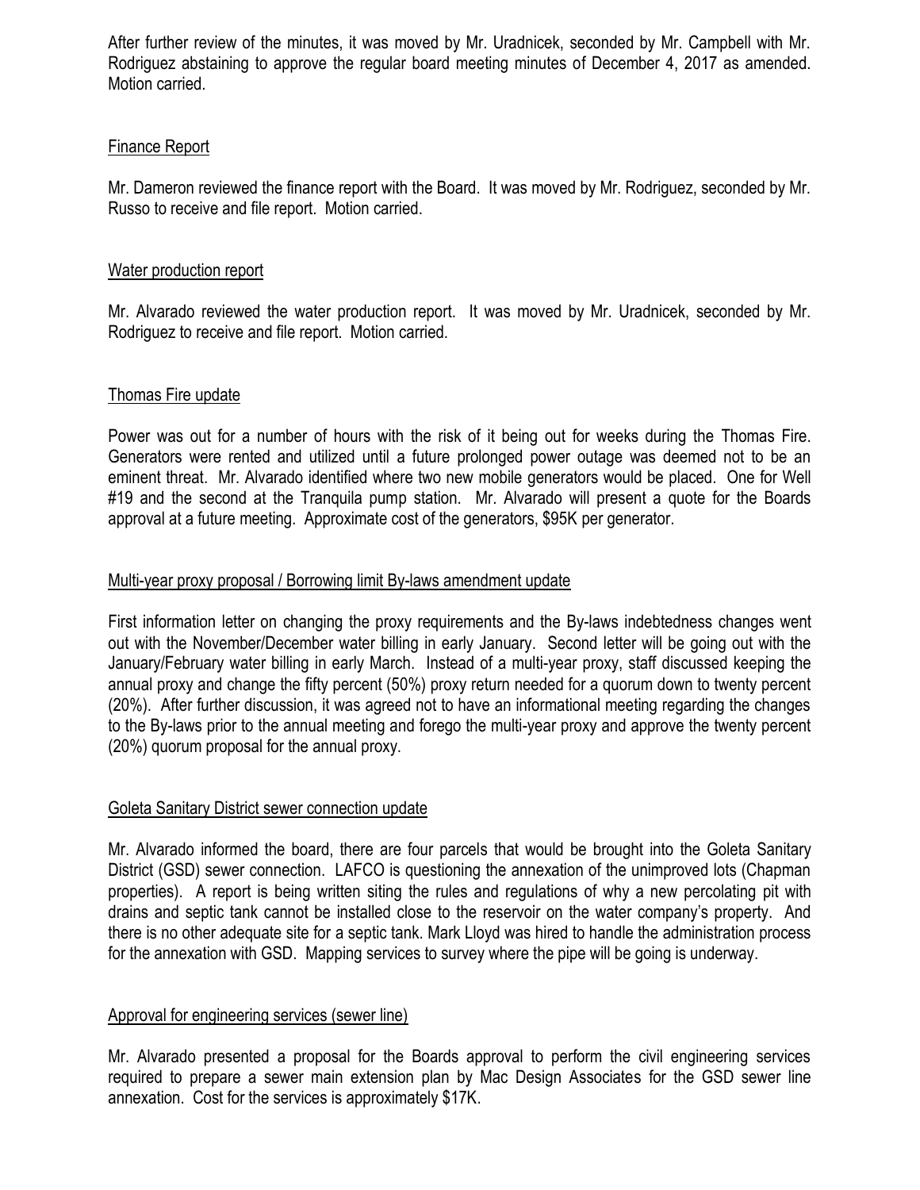After further review of the minutes, it was moved by Mr. Uradnicek, seconded by Mr. Campbell with Mr. Rodriguez abstaining to approve the regular board meeting minutes of December 4, 2017 as amended. Motion carried.

Finance Report

Mr. Dameron reviewed the finance report with the Board. It was moved by Mr. Rodriguez, seconded by Mr. Russo to receive and file report. Motion carried.

Water production report

Mr. Alvarado reviewed the water production report. It was moved by Mr. Uradnicek, seconded by Mr. Rodriguez to receive and file report. Motion carried.

Thomas Fire update

Power was out for a number of hours with the risk of it being out for weeks during the Thomas Fire. Generators were rented and utilized until a future prolonged power outage was deemed not to be an eminent threat. Mr. Alvarado identified where two new mobile generators would be placed. One for Well #19 and the second at the Tranquila pump station. Mr. Alvarado will present a quote for the Boards approval at a future meeting. Approximate cost of the generators, $95K per generator.

Multi-year proxy proposal / Borrowing limit By-laws amendment update

First information letter on changing the proxy requirements and the By-laws indebtedness changes went out with the November/December water billing in early January. Second letter will be going out with the January/February water billing in early March. Instead of a multi-year proxy, staff discussed keeping the annual proxy and change the fifty percent (50%) proxy return needed for a quorum down to twenty percent (20%). After further discussion, it was agreed not to have an informational meeting regarding the changes to the By-laws prior to the annual meeting and forego the multi-year proxy and approve the twenty percent (20%) quorum proposal for the annual proxy.

Goleta Sanitary District sewer connection update

Mr. Alvarado informed the board, there are four parcels that would be brought into the Goleta Sanitary District (GSD) sewer connection. LAFCO is questioning the annexation of the unimproved lots (Chapman properties). A report is being written siting the rules and regulations of why a new percolating pit with drains and septic tank cannot be installed close to the reservoir on the water company's property. And there is no other adequate site for a septic tank. Mark Lloyd was hired to handle the administration process for the annexation with GSD. Mapping services to survey where the pipe will be going is underway.

Approval for engineering services (sewer line)

Mr. Alvarado presented a proposal for the Boards approval to perform the civil engineering services required to prepare a sewer main extension plan by Mac Design Associates for the GSD sewer line annexation. Cost for the services is approximately $17K.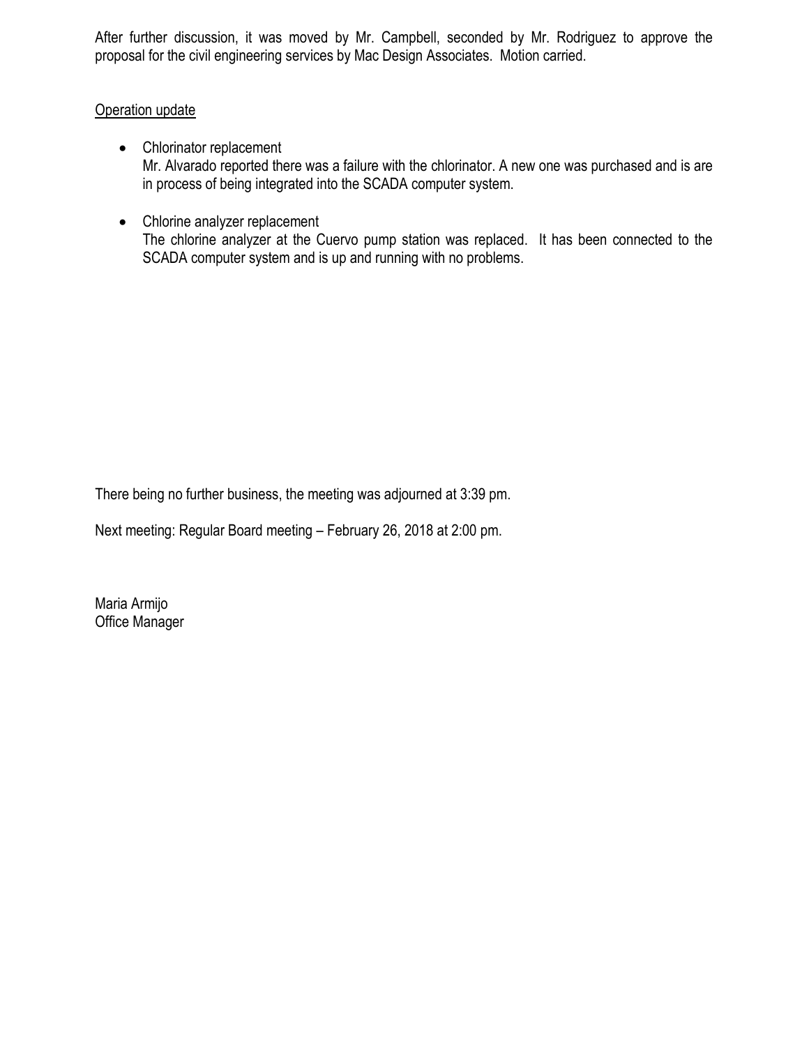After further discussion, it was moved by Mr. Campbell, seconded by Mr. Rodriguez to approve the proposal for the civil engineering services by Mac Design Associates. Motion carried.

<u>Operation update</u>

- Chlorinator replacement
  Mr. Alvarado reported there was a failure with the chlorinator. A new one was purchased and is are in process of being integrated into the SCADA computer system.

- Chlorine analyzer replacement
  The chlorine analyzer at the Cuervo pump station was replaced. It has been connected to the SCADA computer system and is up and running with no problems.

There being no further business, the meeting was adjourned at 3:39 pm.

Next meeting: Regular Board meeting – February 26, 2018 at 2:00 pm.

Maria Armijo
Office Manager